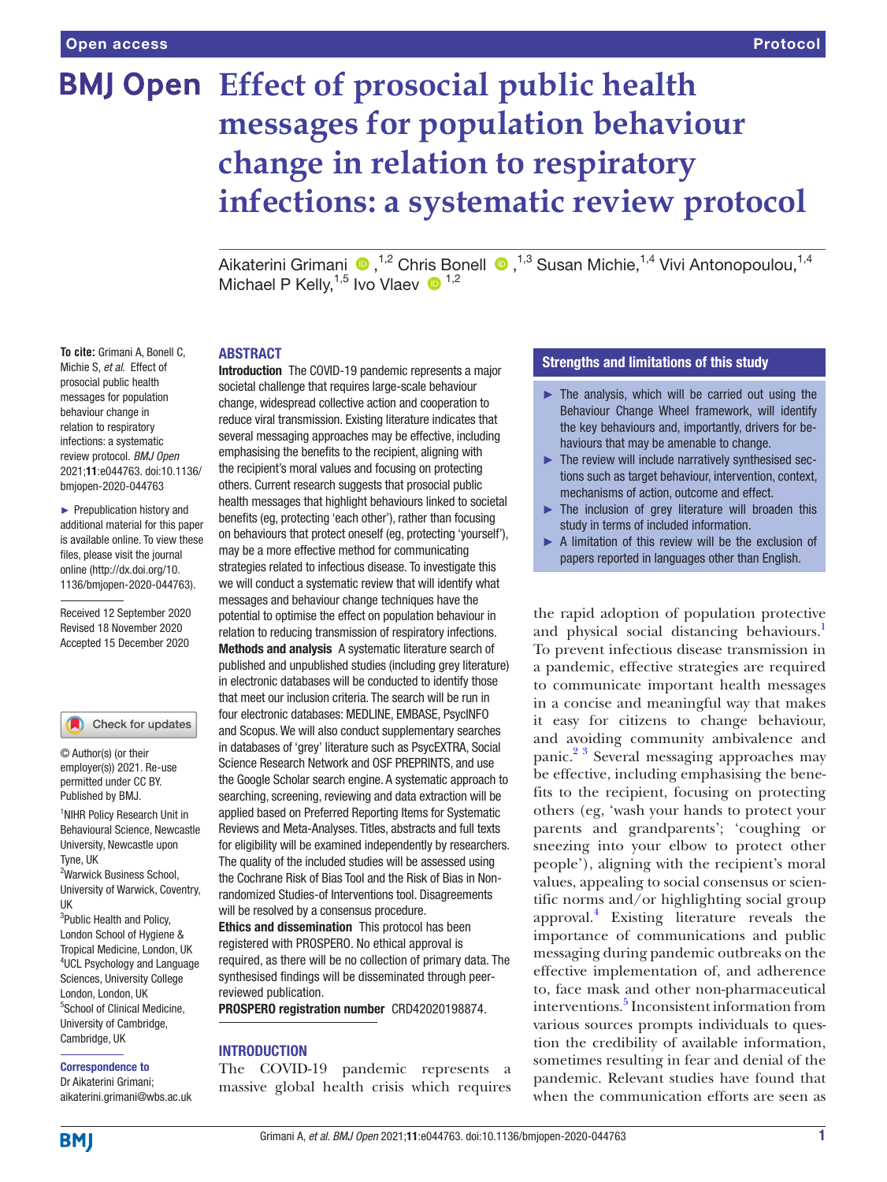Open access | Protocol

# Effect of prosocial public health messages for population behaviour change in relation to respiratory infections: a systematic review protocol

Aikaterini Grimani [1,2], Chris Bonell [1,3], Susan Michie [1,4], Vivi Antonopoulou [1,4], Michael P Kelly [1,5], Ivo Vlaev [1,2]

**To cite:** Grimani A, Bonell C, Michie S, *et al*. Effect of prosocial public health messages for population behaviour change in relation to respiratory infections: a systematic review protocol. *BMJ Open* 2021;**11**:e044763. doi:10.1136/bmjopen-2020-044763

► Prepublication history and additional material for this paper is available online. To view these files, please visit the journal online (http://dx.doi.org/10.1136/bmjopen-2020-044763).

Received 12 September 2020
Revised 18 November 2020
Accepted 15 December 2020

© Author(s) (or their employer(s)) 2021. Re-use permitted under CC BY. Published by BMJ.

[1]NIHR Policy Research Unit in Behavioural Science, Newcastle University, Newcastle upon Tyne, UK
[2]Warwick Business School, University of Warwick, Coventry, UK
[3]Public Health and Policy, London School of Hygiene & Tropical Medicine, London, UK
[4]UCL Psychology and Language Sciences, University College London, London, UK
[5]School of Clinical Medicine, University of Cambridge, Cambridge, UK

**Correspondence to**
Dr Aikaterini Grimani;
aikaterini.grimani@wbs.ac.uk

## ABSTRACT

**Introduction** The COVID-19 pandemic represents a major societal challenge that requires large-scale behaviour change, widespread collective action and cooperation to reduce viral transmission. Existing literature indicates that several messaging approaches may be effective, including emphasising the benefits to the recipient, aligning with the recipient's moral values and focusing on protecting others. Current research suggests that prosocial public health messages that highlight behaviours linked to societal benefits (eg, protecting 'each other'), rather than focusing on behaviours that protect oneself (eg, protecting 'yourself'), may be a more effective method for communicating strategies related to infectious disease. To investigate this we will conduct a systematic review that will identify what messages and behaviour change techniques have the potential to optimise the effect on population behaviour in relation to reducing transmission of respiratory infections.

**Methods and analysis** A systematic literature search of published and unpublished studies (including grey literature) in electronic databases will be conducted to identify those that meet our inclusion criteria. The search will be run in four electronic databases: MEDLINE, EMBASE, PsycINFO and Scopus. We will also conduct supplementary searches in databases of 'grey' literature such as PsycEXTRA, Social Science Research Network and OSF PREPRINTS, and use the Google Scholar search engine. A systematic approach to searching, screening, reviewing and data extraction will be applied based on Preferred Reporting Items for Systematic Reviews and Meta-Analyses. Titles, abstracts and full texts for eligibility will be examined independently by researchers. The quality of the included studies will be assessed using the Cochrane Risk of Bias Tool and the Risk of Bias in Non-randomized Studies-of Interventions tool. Disagreements will be resolved by a consensus procedure.

**Ethics and dissemination** This protocol has been registered with PROSPERO. No ethical approval is required, as there will be no collection of primary data. The synthesised findings will be disseminated through peer-reviewed publication.

**PROSPERO registration number** CRD42020198874.

## Strengths and limitations of this study

- ► The analysis, which will be carried out using the Behaviour Change Wheel framework, will identify the key behaviours and, importantly, drivers for behaviours that may be amenable to change.
- ► The review will include narratively synthesised sections such as target behaviour, intervention, context, mechanisms of action, outcome and effect.
- ► The inclusion of grey literature will broaden this study in terms of included information.
- ► A limitation of this review will be the exclusion of papers reported in languages other than English.

## INTRODUCTION

The COVID-19 pandemic represents a massive global health crisis which requires the rapid adoption of population protective and physical social distancing behaviours.[1] To prevent infectious disease transmission in a pandemic, effective strategies are required to communicate important health messages in a concise and meaningful way that makes it easy for citizens to change behaviour, and avoiding community ambivalence and panic.[2 3] Several messaging approaches may be effective, including emphasising the benefits to the recipient, focusing on protecting others (eg, 'wash your hands to protect your parents and grandparents'; 'coughing or sneezing into your elbow to protect other people'), aligning with the recipient's moral values, appealing to social consensus or scientific norms and/or highlighting social group approval.[4] Existing literature reveals the importance of communications and public messaging during pandemic outbreaks on the effective implementation of, and adherence to, face mask and other non-pharmaceutical interventions.[5] Inconsistent information from various sources prompts individuals to question the credibility of available information, sometimes resulting in fear and denial of the pandemic. Relevant studies have found that when the communication efforts are seen as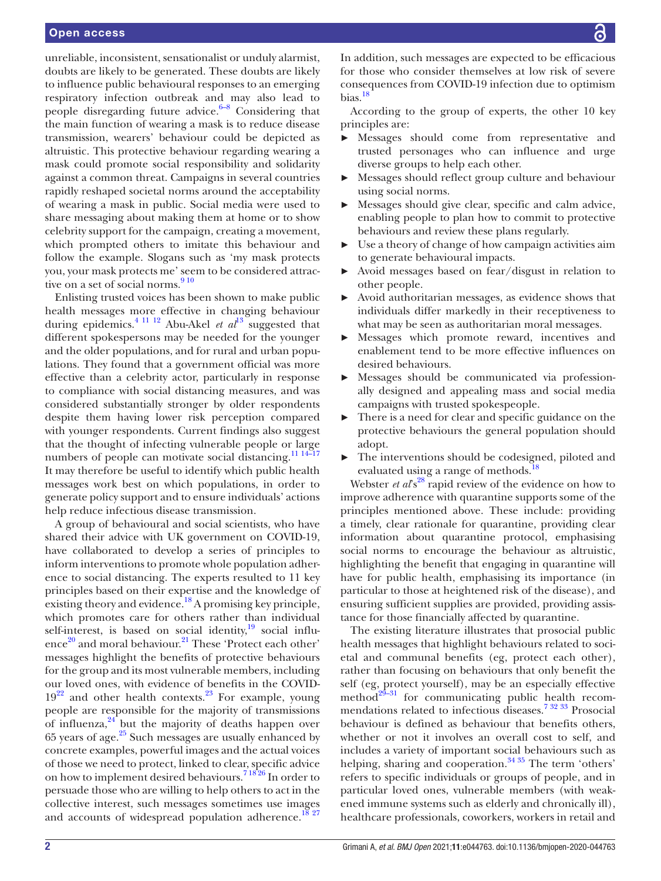unreliable, inconsistent, sensationalist or unduly alarmist, doubts are likely to be generated. These doubts are likely to influence public behavioural responses to an emerging respiratory infection outbreak and may also lead to people disregarding future advice.[6–8] Considering that the main function of wearing a mask is to reduce disease transmission, wearers' behaviour could be depicted as altruistic. This protective behaviour regarding wearing a mask could promote social responsibility and solidarity against a common threat. Campaigns in several countries rapidly reshaped societal norms around the acceptability of wearing a mask in public. Social media were used to share messaging about making them at home or to show celebrity support for the campaign, creating a movement, which prompted others to imitate this behaviour and follow the example. Slogans such as 'my mask protects you, your mask protects me' seem to be considered attractive on a set of social norms.[9 10]

Enlisting trusted voices has been shown to make public health messages more effective in changing behaviour during epidemics.[4 11 12] Abu-Akel *et al*[13] suggested that different spokespersons may be needed for the younger and the older populations, and for rural and urban populations. They found that a government official was more effective than a celebrity actor, particularly in response to compliance with social distancing measures, and was considered substantially stronger by older respondents despite them having lower risk perception compared with younger respondents. Current findings also suggest that the thought of infecting vulnerable people or large numbers of people can motivate social distancing.[11 14–17] It may therefore be useful to identify which public health messages work best on which populations, in order to generate policy support and to ensure individuals' actions help reduce infectious disease transmission.

A group of behavioural and social scientists, who have shared their advice with UK government on COVID-19, have collaborated to develop a series of principles to inform interventions to promote whole population adherence to social distancing. The experts resulted to 11 key principles based on their expertise and the knowledge of existing theory and evidence.[18] A promising key principle, which promotes care for others rather than individual self-interest, is based on social identity,[19] social influence[20] and moral behaviour.[21] These 'Protect each other' messages highlight the benefits of protective behaviours for the group and its most vulnerable members, including our loved ones, with evidence of benefits in the COVID-19[22] and other health contexts.[23] For example, young people are responsible for the majority of transmissions of influenza,[24] but the majority of deaths happen over 65 years of age.[25] Such messages are usually enhanced by concrete examples, powerful images and the actual voices of those we need to protect, linked to clear, specific advice on how to implement desired behaviours.[7 18 26] In order to persuade those who are willing to help others to act in the collective interest, such messages sometimes use images and accounts of widespread population adherence.[18 27] In addition, such messages are expected to be efficacious for those who consider themselves at low risk of severe consequences from COVID-19 infection due to optimism bias.[18]

According to the group of experts, the other 10 key principles are:

- Messages should come from representative and trusted personages who can influence and urge diverse groups to help each other.
- Messages should reflect group culture and behaviour using social norms.
- Messages should give clear, specific and calm advice, enabling people to plan how to commit to protective behaviours and review these plans regularly.
- Use a theory of change of how campaign activities aim to generate behavioural impacts.
- Avoid messages based on fear/disgust in relation to other people.
- Avoid authoritarian messages, as evidence shows that individuals differ markedly in their receptiveness to what may be seen as authoritarian moral messages.
- Messages which promote reward, incentives and enablement tend to be more effective influences on desired behaviours.
- Messages should be communicated via professionally designed and appealing mass and social media campaigns with trusted spokespeople.
- There is a need for clear and specific guidance on the protective behaviours the general population should adopt.
- The interventions should be codesigned, piloted and evaluated using a range of methods.[18]

Webster *et al*'s[28] rapid review of the evidence on how to improve adherence with quarantine supports some of the principles mentioned above. These include: providing a timely, clear rationale for quarantine, providing clear information about quarantine protocol, emphasising social norms to encourage the behaviour as altruistic, highlighting the benefit that engaging in quarantine will have for public health, emphasising its importance (in particular to those at heightened risk of the disease), and ensuring sufficient supplies are provided, providing assistance for those financially affected by quarantine.

The existing literature illustrates that prosocial public health messages that highlight behaviours related to societal and communal benefits (eg, protect each other), rather than focusing on behaviours that only benefit the self (eg, protect yourself), may be an especially effective method[29–31] for communicating public health recommendations related to infectious diseases.[7 32 33] Prosocial behaviour is defined as behaviour that benefits others, whether or not it involves an overall cost to self, and includes a variety of important social behaviours such as helping, sharing and cooperation.[34 35] The term 'others' refers to specific individuals or groups of people, and in particular loved ones, vulnerable members (with weakened immune systems such as elderly and chronically ill), healthcare professionals, coworkers, workers in retail and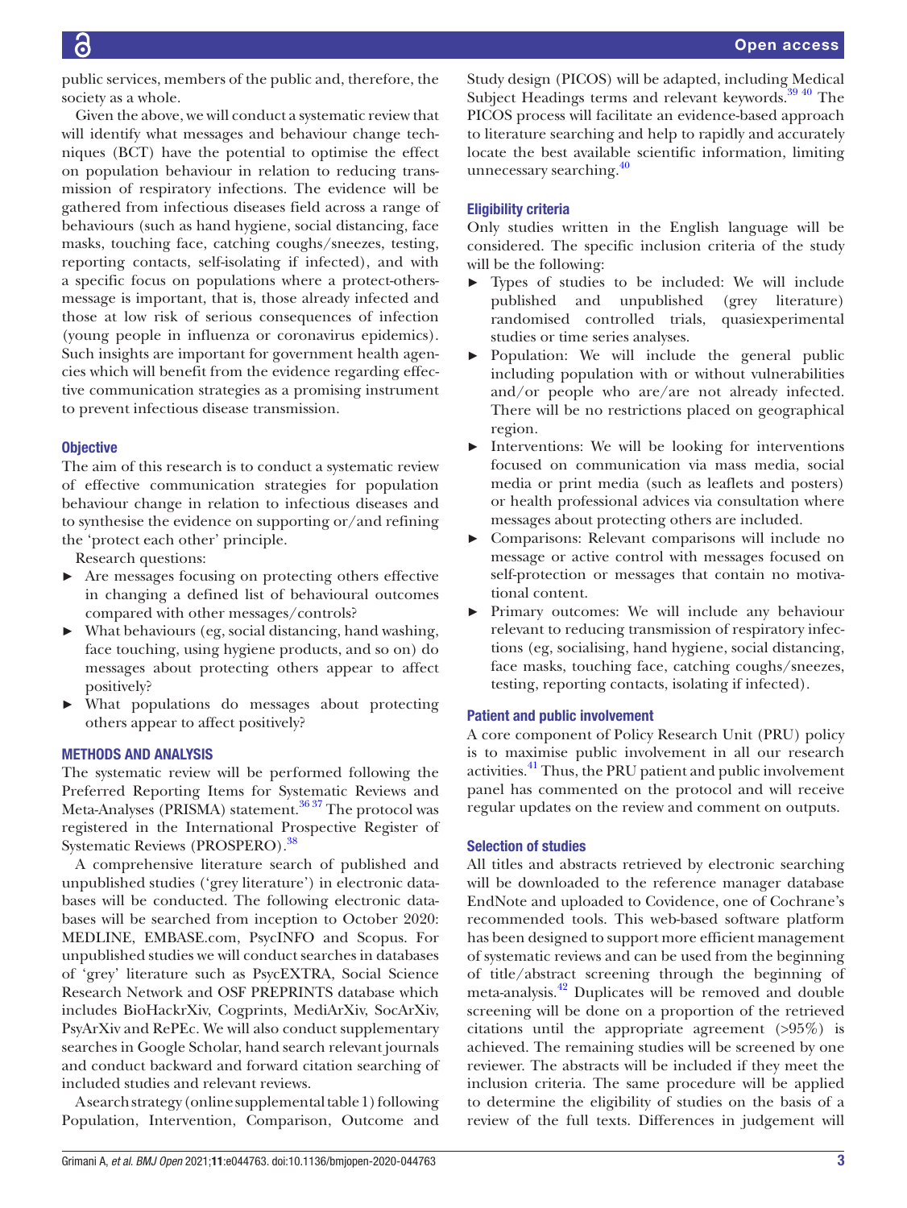public services, members of the public and, therefore, the society as a whole.

Given the above, we will conduct a systematic review that will identify what messages and behaviour change techniques (BCT) have the potential to optimise the effect on population behaviour in relation to reducing transmission of respiratory infections. The evidence will be gathered from infectious diseases field across a range of behaviours (such as hand hygiene, social distancing, face masks, touching face, catching coughs/sneezes, testing, reporting contacts, self-isolating if infected), and with a specific focus on populations where a protect-others-message is important, that is, those already infected and those at low risk of serious consequences of infection (young people in influenza or coronavirus epidemics). Such insights are important for government health agencies which will benefit from the evidence regarding effective communication strategies as a promising instrument to prevent infectious disease transmission.

### Objective

The aim of this research is to conduct a systematic review of effective communication strategies for population behaviour change in relation to infectious diseases and to synthesise the evidence on supporting or/and refining the 'protect each other' principle.

Research questions:

- Are messages focusing on protecting others effective in changing a defined list of behavioural outcomes compared with other messages/controls?
- What behaviours (eg, social distancing, hand washing, face touching, using hygiene products, and so on) do messages about protecting others appear to affect positively?
- What populations do messages about protecting others appear to affect positively?

## METHODS AND ANALYSIS

The systematic review will be performed following the Preferred Reporting Items for Systematic Reviews and Meta-Analyses (PRISMA) statement.[36 37] The protocol was registered in the International Prospective Register of Systematic Reviews (PROSPERO).[38]

A comprehensive literature search of published and unpublished studies ('grey literature') in electronic databases will be conducted. The following electronic databases will be searched from inception to October 2020: MEDLINE, EMBASE.com, PsycINFO and Scopus. For unpublished studies we will conduct searches in databases of 'grey' literature such as PsycEXTRA, Social Science Research Network and OSF PREPRINTS database which includes BioHackrXiv, Cogprints, MediArXiv, SocArXiv, PsyArXiv and RePEc. We will also conduct supplementary searches in Google Scholar, hand search relevant journals and conduct backward and forward citation searching of included studies and relevant reviews.

A search strategy (online supplemental table 1) following Population, Intervention, Comparison, Outcome and Study design (PICOS) will be adapted, including Medical Subject Headings terms and relevant keywords.[39 40] The PICOS process will facilitate an evidence-based approach to literature searching and help to rapidly and accurately locate the best available scientific information, limiting unnecessary searching.[40]

### Eligibility criteria

Only studies written in the English language will be considered. The specific inclusion criteria of the study will be the following:

- Types of studies to be included: We will include published and unpublished (grey literature) randomised controlled trials, quasiexperimental studies or time series analyses.
- Population: We will include the general public including population with or without vulnerabilities and/or people who are/are not already infected. There will be no restrictions placed on geographical region.
- Interventions: We will be looking for interventions focused on communication via mass media, social media or print media (such as leaflets and posters) or health professional advices via consultation where messages about protecting others are included.
- Comparisons: Relevant comparisons will include no message or active control with messages focused on self-protection or messages that contain no motivational content.
- Primary outcomes: We will include any behaviour relevant to reducing transmission of respiratory infections (eg, socialising, hand hygiene, social distancing, face masks, touching face, catching coughs/sneezes, testing, reporting contacts, isolating if infected).

### Patient and public involvement

A core component of Policy Research Unit (PRU) policy is to maximise public involvement in all our research activities.[41] Thus, the PRU patient and public involvement panel has commented on the protocol and will receive regular updates on the review and comment on outputs.

### Selection of studies

All titles and abstracts retrieved by electronic searching will be downloaded to the reference manager database EndNote and uploaded to Covidence, one of Cochrane's recommended tools. This web-based software platform has been designed to support more efficient management of systematic reviews and can be used from the beginning of title/abstract screening through the beginning of meta-analysis.[42] Duplicates will be removed and double screening will be done on a proportion of the retrieved citations until the appropriate agreement (>95%) is achieved. The remaining studies will be screened by one reviewer. The abstracts will be included if they meet the inclusion criteria. The same procedure will be applied to determine the eligibility of studies on the basis of a review of the full texts. Differences in judgement will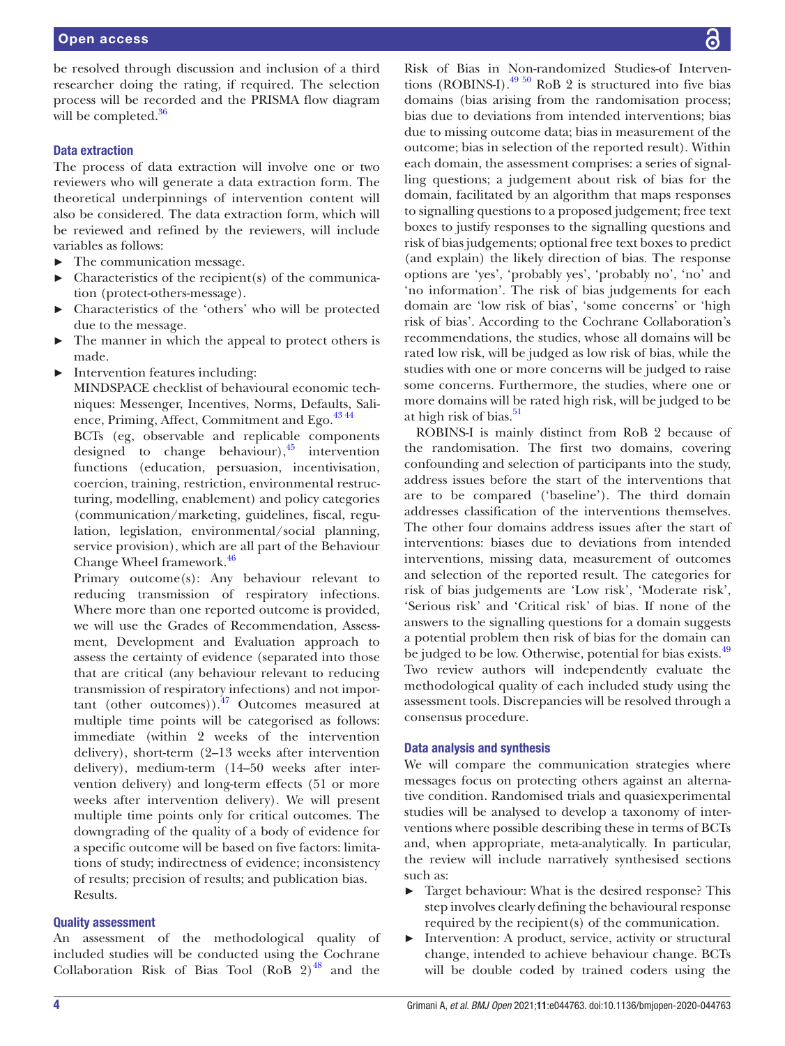be resolved through discussion and inclusion of a third researcher doing the rating, if required. The selection process will be recorded and the PRISMA flow diagram will be completed.[36]

### Data extraction

The process of data extraction will involve one or two reviewers who will generate a data extraction form. The theoretical underpinnings of intervention content will also be considered. The data extraction form, which will be reviewed and refined by the reviewers, will include variables as follows:

- The communication message.
- Characteristics of the recipient(s) of the communication (protect-others-message).
- Characteristics of the 'others' who will be protected due to the message.
- The manner in which the appeal to protect others is made.
- Intervention features including:

  MINDSPACE checklist of behavioural economic techniques: Messenger, Incentives, Norms, Defaults, Salience, Priming, Affect, Commitment and Ego.[43 44]

  BCTs (eg, observable and replicable components designed to change behaviour),[45] intervention functions (education, persuasion, incentivisation, coercion, training, restriction, environmental restructuring, modelling, enablement) and policy categories (communication/marketing, guidelines, fiscal, regulation, legislation, environmental/social planning, service provision), which are all part of the Behaviour Change Wheel framework.[46]

  Primary outcome(s): Any behaviour relevant to reducing transmission of respiratory infections. Where more than one reported outcome is provided, we will use the Grades of Recommendation, Assessment, Development and Evaluation approach to assess the certainty of evidence (separated into those that are critical (any behaviour relevant to reducing transmission of respiratory infections) and not important (other outcomes)).[47] Outcomes measured at multiple time points will be categorised as follows: immediate (within 2 weeks of the intervention delivery), short-term (2–13 weeks after intervention delivery), medium-term (14–50 weeks after intervention delivery) and long-term effects (51 or more weeks after intervention delivery). We will present multiple time points only for critical outcomes. The downgrading of the quality of a body of evidence for a specific outcome will be based on five factors: limitations of study; indirectness of evidence; inconsistency of results; precision of results; and publication bias.

  Results.

### Quality assessment

An assessment of the methodological quality of included studies will be conducted using the Cochrane Collaboration Risk of Bias Tool (RoB 2)[48] and the Risk of Bias in Non-randomized Studies-of Interventions (ROBINS-I).[49 50] RoB 2 is structured into five bias domains (bias arising from the randomisation process; bias due to deviations from intended interventions; bias due to missing outcome data; bias in measurement of the outcome; bias in selection of the reported result). Within each domain, the assessment comprises: a series of signalling questions; a judgement about risk of bias for the domain, facilitated by an algorithm that maps responses to signalling questions to a proposed judgement; free text boxes to justify responses to the signalling questions and risk of bias judgements; optional free text boxes to predict (and explain) the likely direction of bias. The response options are 'yes', 'probably yes', 'probably no', 'no' and 'no information'. The risk of bias judgements for each domain are 'low risk of bias', 'some concerns' or 'high risk of bias'. According to the Cochrane Collaboration's recommendations, the studies, whose all domains will be rated low risk, will be judged as low risk of bias, while the studies with one or more concerns will be judged to raise some concerns. Furthermore, the studies, where one or more domains will be rated high risk, will be judged to be at high risk of bias.[51]

ROBINS-I is mainly distinct from RoB 2 because of the randomisation. The first two domains, covering confounding and selection of participants into the study, address issues before the start of the interventions that are to be compared ('baseline'). The third domain addresses classification of the interventions themselves. The other four domains address issues after the start of interventions: biases due to deviations from intended interventions, missing data, measurement of outcomes and selection of the reported result. The categories for risk of bias judgements are 'Low risk', 'Moderate risk', 'Serious risk' and 'Critical risk' of bias. If none of the answers to the signalling questions for a domain suggests a potential problem then risk of bias for the domain can be judged to be low. Otherwise, potential for bias exists.[49] Two review authors will independently evaluate the methodological quality of each included study using the assessment tools. Discrepancies will be resolved through a consensus procedure.

### Data analysis and synthesis

We will compare the communication strategies where messages focus on protecting others against an alternative condition. Randomised trials and quasiexperimental studies will be analysed to develop a taxonomy of interventions where possible describing these in terms of BCTs and, when appropriate, meta-analytically. In particular, the review will include narratively synthesised sections such as:

- Target behaviour: What is the desired response? This step involves clearly defining the behavioural response required by the recipient(s) of the communication.
- Intervention: A product, service, activity or structural change, intended to achieve behaviour change. BCTs will be double coded by trained coders using the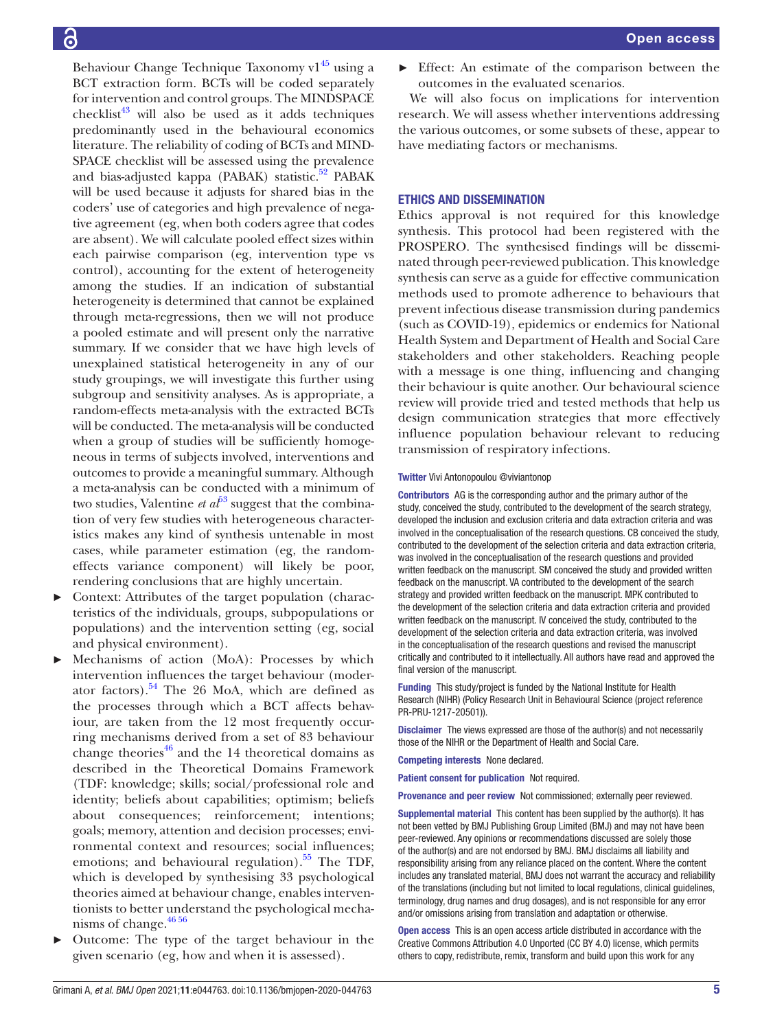Behaviour Change Technique Taxonomy v1[45] using a BCT extraction form. BCTs will be coded separately for intervention and control groups. The MINDSPACE checklist[43] will also be used as it adds techniques predominantly used in the behavioural economics literature. The reliability of coding of BCTs and MINDSPACE checklist will be assessed using the prevalence and bias-adjusted kappa (PABAK) statistic.[52] PABAK will be used because it adjusts for shared bias in the coders' use of categories and high prevalence of negative agreement (eg, when both coders agree that codes are absent). We will calculate pooled effect sizes within each pairwise comparison (eg, intervention type vs control), accounting for the extent of heterogeneity among the studies. If an indication of substantial heterogeneity is determined that cannot be explained through meta-regressions, then we will not produce a pooled estimate and will present only the narrative summary. If we consider that we have high levels of unexplained statistical heterogeneity in any of our study groupings, we will investigate this further using subgroup and sensitivity analyses. As is appropriate, a random-effects meta-analysis with the extracted BCTs will be conducted. The meta-analysis will be conducted when a group of studies will be sufficiently homogeneous in terms of subjects involved, interventions and outcomes to provide a meaningful summary. Although a meta-analysis can be conducted with a minimum of two studies, Valentine *et al*[53] suggest that the combination of very few studies with heterogeneous characteristics makes any kind of synthesis untenable in most cases, while parameter estimation (eg, the random-effects variance component) will likely be poor, rendering conclusions that are highly uncertain.

- Context: Attributes of the target population (characteristics of the individuals, groups, subpopulations or populations) and the intervention setting (eg, social and physical environment).
- Mechanisms of action (MoA): Processes by which intervention influences the target behaviour (moderator factors).[54] The 26 MoA, which are defined as the processes through which a BCT affects behaviour, are taken from the 12 most frequently occurring mechanisms derived from a set of 83 behaviour change theories[46] and the 14 theoretical domains as described in the Theoretical Domains Framework (TDF: knowledge; skills; social/professional role and identity; beliefs about capabilities; optimism; beliefs about consequences; reinforcement; intentions; goals; memory, attention and decision processes; environmental context and resources; social influences; emotions; and behavioural regulation).[55] The TDF, which is developed by synthesising 33 psychological theories aimed at behaviour change, enables interventionists to better understand the psychological mechanisms of change.[46,56]
- Outcome: The type of the target behaviour in the given scenario (eg, how and when it is assessed).
- Effect: An estimate of the comparison between the outcomes in the evaluated scenarios.

We will also focus on implications for intervention research. We will assess whether interventions addressing the various outcomes, or some subsets of these, appear to have mediating factors or mechanisms.

## ETHICS AND DISSEMINATION

Ethics approval is not required for this knowledge synthesis. This protocol had been registered with the PROSPERO. The synthesised findings will be disseminated through peer-reviewed publication. This knowledge synthesis can serve as a guide for effective communication methods used to promote adherence to behaviours that prevent infectious disease transmission during pandemics (such as COVID-19), epidemics or endemics for National Health System and Department of Health and Social Care stakeholders and other stakeholders. Reaching people with a message is one thing, influencing and changing their behaviour is quite another. Our behavioural science review will provide tried and tested methods that help us design communication strategies that more effectively influence population behaviour relevant to reducing transmission of respiratory infections.

**Twitter** Vivi Antonopoulou @viviantonop

**Contributors** AG is the corresponding author and the primary author of the study, conceived the study, contributed to the development of the search strategy, developed the inclusion and exclusion criteria and data extraction criteria and was involved in the conceptualisation of the research questions. CB conceived the study, contributed to the development of the selection criteria and data extraction criteria, was involved in the conceptualisation of the research questions and provided written feedback on the manuscript. SM conceived the study and provided written feedback on the manuscript. VA contributed to the development of the search strategy and provided written feedback on the manuscript. MPK contributed to the development of the selection criteria and data extraction criteria and provided written feedback on the manuscript. IV conceived the study, contributed to the development of the selection criteria and data extraction criteria, was involved in the conceptualisation of the research questions and revised the manuscript critically and contributed to it intellectually. All authors have read and approved the final version of the manuscript.

**Funding** This study/project is funded by the National Institute for Health Research (NIHR) (Policy Research Unit in Behavioural Science (project reference PR-PRU-1217-20501)).

**Disclaimer** The views expressed are those of the author(s) and not necessarily those of the NIHR or the Department of Health and Social Care.

**Competing interests** None declared.

**Patient consent for publication** Not required.

**Provenance and peer review** Not commissioned; externally peer reviewed.

**Supplemental material** This content has been supplied by the author(s). It has not been vetted by BMJ Publishing Group Limited (BMJ) and may not have been peer-reviewed. Any opinions or recommendations discussed are solely those of the author(s) and are not endorsed by BMJ. BMJ disclaims all liability and responsibility arising from any reliance placed on the content. Where the content includes any translated material, BMJ does not warrant the accuracy and reliability of the translations (including but not limited to local regulations, clinical guidelines, terminology, drug names and drug dosages), and is not responsible for any error and/or omissions arising from translation and adaptation or otherwise.

**Open access** This is an open access article distributed in accordance with the Creative Commons Attribution 4.0 Unported (CC BY 4.0) license, which permits others to copy, redistribute, remix, transform and build upon this work for any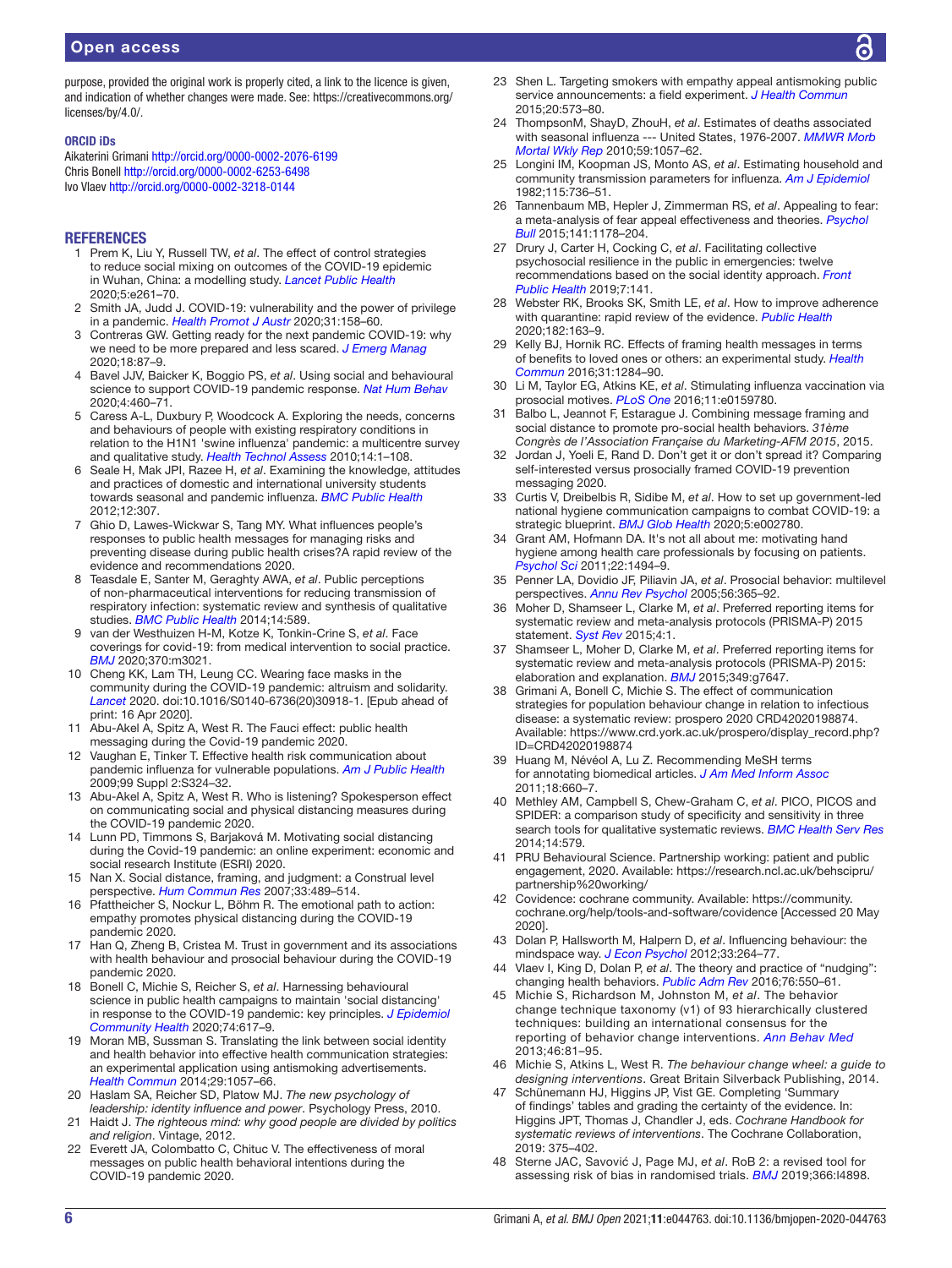purpose, provided the original work is properly cited, a link to the licence is given, and indication of whether changes were made. See: https://creativecommons.org/licenses/by/4.0/.

### ORCID iDs

Aikaterini Grimani http://orcid.org/0000-0002-2076-6199
Chris Bonell http://orcid.org/0000-0002-6253-6498
Ivo Vlaev http://orcid.org/0000-0002-3218-0144

## REFERENCES

1. Prem K, Liu Y, Russell TW, *et al*. The effect of control strategies to reduce social mixing on outcomes of the COVID-19 epidemic in Wuhan, China: a modelling study. *Lancet Public Health* 2020;5:e261–70.
2. Smith JA, Judd J. COVID-19: vulnerability and the power of privilege in a pandemic. *Health Promot J Austr* 2020;31:158–60.
3. Contreras GW. Getting ready for the next pandemic COVID-19: why we need to be more prepared and less scared. *J Emerg Manag* 2020;18:87–9.
4. Bavel JJV, Baicker K, Boggio PS, *et al*. Using social and behavioural science to support COVID-19 pandemic response. *Nat Hum Behav* 2020;4:460–71.
5. Caress A-L, Duxbury P, Woodcock A. Exploring the needs, concerns and behaviours of people with existing respiratory conditions in relation to the H1N1 'swine influenza' pandemic: a multicentre survey and qualitative study. *Health Technol Assess* 2010;14:1–108.
6. Seale H, Mak JPI, Razee H, *et al*. Examining the knowledge, attitudes and practices of domestic and international university students towards seasonal and pandemic influenza. *BMC Public Health* 2012;12:307.
7. Ghio D, Lawes-Wickwar S, Tang MY. What influences people's responses to public health messages for managing risks and preventing disease during public health crises?A rapid review of the evidence and recommendations 2020.
8. Teasdale E, Santer M, Geraghty AWA, *et al*. Public perceptions of non-pharmaceutical interventions for reducing transmission of respiratory infection: systematic review and synthesis of qualitative studies. *BMC Public Health* 2014;14:589.
9. van der Westhuizen H-M, Kotze K, Tonkin-Crine S, *et al*. Face coverings for covid-19: from medical intervention to social practice. *BMJ* 2020;370:m3021.
10. Cheng KK, Lam TH, Leung CC. Wearing face masks in the community during the COVID-19 pandemic: altruism and solidarity. *Lancet* 2020. doi:10.1016/S0140-6736(20)30918-1. [Epub ahead of print: 16 Apr 2020].
11. Abu-Akel A, Spitz A, West R. The Fauci effect: public health messaging during the Covid-19 pandemic 2020.
12. Vaughan E, Tinker T. Effective health risk communication about pandemic influenza for vulnerable populations. *Am J Public Health* 2009;99 Suppl 2:S324–32.
13. Abu-Akel A, Spitz A, West R. Who is listening? Spokesperson effect on communicating social and physical distancing measures during the COVID-19 pandemic 2020.
14. Lunn PD, Timmons S, Barjaková M. Motivating social distancing during the Covid-19 pandemic: an online experiment: economic and social research Institute (ESRI) 2020.
15. Nan X. Social distance, framing, and judgment: a Construal level perspective. *Hum Commun Res* 2007;33:489–514.
16. Pfattheicher S, Nockur L, Böhm R. The emotional path to action: empathy promotes physical distancing during the COVID-19 pandemic 2020.
17. Han Q, Zheng B, Cristea M. Trust in government and its associations with health behaviour and prosocial behaviour during the COVID-19 pandemic 2020.
18. Bonell C, Michie S, Reicher S, *et al*. Harnessing behavioural science in public health campaigns to maintain 'social distancing' in response to the COVID-19 pandemic: key principles. *J Epidemiol Community Health* 2020;74:617–9.
19. Moran MB, Sussman S. Translating the link between social identity and health behavior into effective health communication strategies: an experimental application using antismoking advertisements. *Health Commun* 2014;29:1057–66.
20. Haslam SA, Reicher SD, Platow MJ. *The new psychology of leadership: identity influence and power*. Psychology Press, 2010.
21. Haidt J. *The righteous mind: why good people are divided by politics and religion*. Vintage, 2012.
22. Everett JA, Colombatto C, Chituc V. The effectiveness of moral messages on public health behavioral intentions during the COVID-19 pandemic 2020.
23. Shen L. Targeting smokers with empathy appeal antismoking public service announcements: a field experiment. *J Health Commun* 2015;20:573–80.
24. ThompsonM, ShayD, ZhouH, *et al*. Estimates of deaths associated with seasonal influenza --- United States, 1976-2007. *MMWR Morb Mortal Wkly Rep* 2010;59:1057–62.
25. Longini IM, Koopman JS, Monto AS, *et al*. Estimating household and community transmission parameters for influenza. *Am J Epidemiol* 1982;115:736–51.
26. Tannenbaum MB, Hepler J, Zimmerman RS, *et al*. Appealing to fear: a meta-analysis of fear appeal effectiveness and theories. *Psychol Bull* 2015;141:1178–204.
27. Drury J, Carter H, Cocking C, *et al*. Facilitating collective psychosocial resilience in the public in emergencies: twelve recommendations based on the social identity approach. *Front Public Health* 2019;7:141.
28. Webster RK, Brooks SK, Smith LE, *et al*. How to improve adherence with quarantine: rapid review of the evidence. *Public Health* 2020;182:163–9.
29. Kelly BJ, Hornik RC. Effects of framing health messages in terms of benefits to loved ones or others: an experimental study. *Health Commun* 2016;31:1284–90.
30. Li M, Taylor EG, Atkins KE, *et al*. Stimulating influenza vaccination via prosocial motives. *PLoS One* 2016;11:e0159780.
31. Balbo L, Jeannot F, Estarague J. Combining message framing and social distance to promote pro-social health behaviors. *31ème Congrès de l'Association Française du Marketing-AFM 2015*, 2015.
32. Jordan J, Yoeli E, Rand D. Don't get it or don't spread it? Comparing self-interested versus prosocially framed COVID-19 prevention messaging 2020.
33. Curtis V, Dreibelbis R, Sidibe M, *et al*. How to set up government-led national hygiene communication campaigns to combat COVID-19: a strategic blueprint. *BMJ Glob Health* 2020;5:e002780.
34. Grant AM, Hofmann DA. It's not all about me: motivating hand hygiene among health care professionals by focusing on patients. *Psychol Sci* 2011;22:1494–9.
35. Penner LA, Dovidio JF, Piliavin JA, *et al*. Prosocial behavior: multilevel perspectives. *Annu Rev Psychol* 2005;56:365–92.
36. Moher D, Shamseer L, Clarke M, *et al*. Preferred reporting items for systematic review and meta-analysis protocols (PRISMA-P) 2015 statement. *Syst Rev* 2015;4:1.
37. Shamseer L, Moher D, Clarke M, *et al*. Preferred reporting items for systematic review and meta-analysis protocols (PRISMA-P) 2015: elaboration and explanation. *BMJ* 2015;349:g7647.
38. Grimani A, Bonell C, Michie S. The effect of communication strategies for population behaviour change in relation to infectious disease: a systematic review: prospero 2020 CRD42020198874. Available: https://www.crd.york.ac.uk/prospero/display_record.php?ID=CRD42020198874
39. Huang M, Névéol A, Lu Z. Recommending MeSH terms for annotating biomedical articles. *J Am Med Inform Assoc* 2011;18:660–7.
40. Methley AM, Campbell S, Chew-Graham C, *et al*. PICO, PICOS and SPIDER: a comparison study of specificity and sensitivity in three search tools for qualitative systematic reviews. *BMC Health Serv Res* 2014;14:579.
41. PRU Behavioural Science. Partnership working: patient and public engagement, 2020. Available: https://research.ncl.ac.uk/behscipru/partnership%20working/
42. Covidence: cochrane community. Available: https://community.cochrane.org/help/tools-and-software/covidence [Accessed 20 May 2020].
43. Dolan P, Hallsworth M, Halpern D, *et al*. Influencing behaviour: the mindspace way. *J Econ Psychol* 2012;33:264–77.
44. Vlaev I, King D, Dolan P, *et al*. The theory and practice of "nudging": changing health behaviors. *Public Adm Rev* 2016;76:550–61.
45. Michie S, Richardson M, Johnston M, *et al*. The behavior change technique taxonomy (v1) of 93 hierarchically clustered techniques: building an international consensus for the reporting of behavior change interventions. *Ann Behav Med* 2013;46:81–95.
46. Michie S, Atkins L, West R. *The behaviour change wheel: a guide to designing interventions*. Great Britain Silverback Publishing, 2014.
47. Schünemann HJ, Higgins JP, Vist GE. Completing 'Summary of findings' tables and grading the certainty of the evidence. In: Higgins JPT, Thomas J, Chandler J, eds. *Cochrane Handbook for systematic reviews of interventions*. The Cochrane Collaboration, 2019: 375–402.
48. Sterne JAC, Savović J, Page MJ, *et al*. RoB 2: a revised tool for assessing risk of bias in randomised trials. *BMJ* 2019;366:l4898.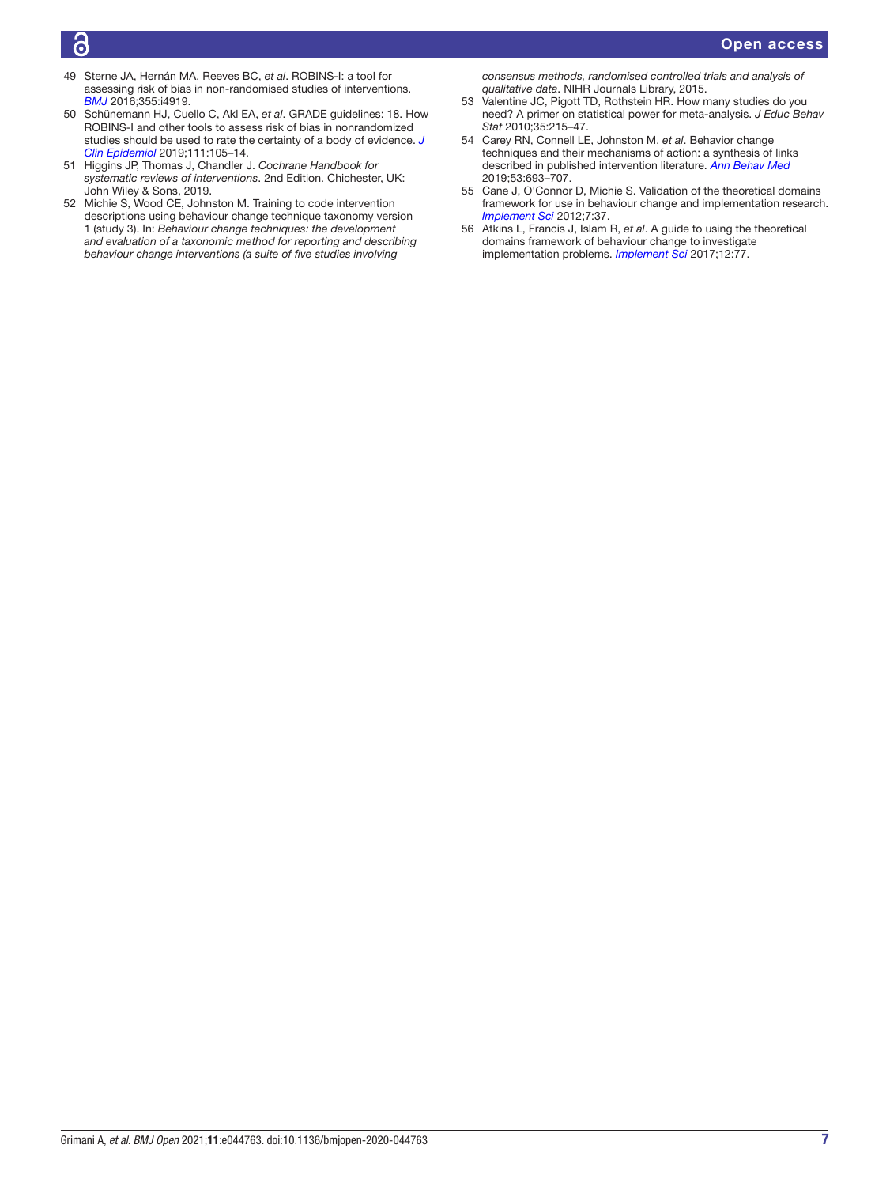49 Sterne JA, Hernán MA, Reeves BC, *et al*. ROBINS-I: a tool for assessing risk of bias in non-randomised studies of interventions. *BMJ* 2016;355:i4919.

50 Schünemann HJ, Cuello C, Akl EA, *et al*. GRADE guidelines: 18. How ROBINS-I and other tools to assess risk of bias in nonrandomized studies should be used to rate the certainty of a body of evidence. *J Clin Epidemiol* 2019;111:105–14.

51 Higgins JP, Thomas J, Chandler J. *Cochrane Handbook for systematic reviews of interventions*. 2nd Edition. Chichester, UK: John Wiley & Sons, 2019.

52 Michie S, Wood CE, Johnston M. Training to code intervention descriptions using behaviour change technique taxonomy version 1 (study 3). In: *Behaviour change techniques: the development and evaluation of a taxonomic method for reporting and describing behaviour change interventions (a suite of five studies involving consensus methods, randomised controlled trials and analysis of qualitative data*. NIHR Journals Library, 2015.

53 Valentine JC, Pigott TD, Rothstein HR. How many studies do you need? A primer on statistical power for meta-analysis. *J Educ Behav Stat* 2010;35:215–47.

54 Carey RN, Connell LE, Johnston M, *et al*. Behavior change techniques and their mechanisms of action: a synthesis of links described in published intervention literature. *Ann Behav Med* 2019;53:693–707.

55 Cane J, O'Connor D, Michie S. Validation of the theoretical domains framework for use in behaviour change and implementation research. *Implement Sci* 2012;7:37.

56 Atkins L, Francis J, Islam R, *et al*. A guide to using the theoretical domains framework of behaviour change to investigate implementation problems. *Implement Sci* 2017;12:77.